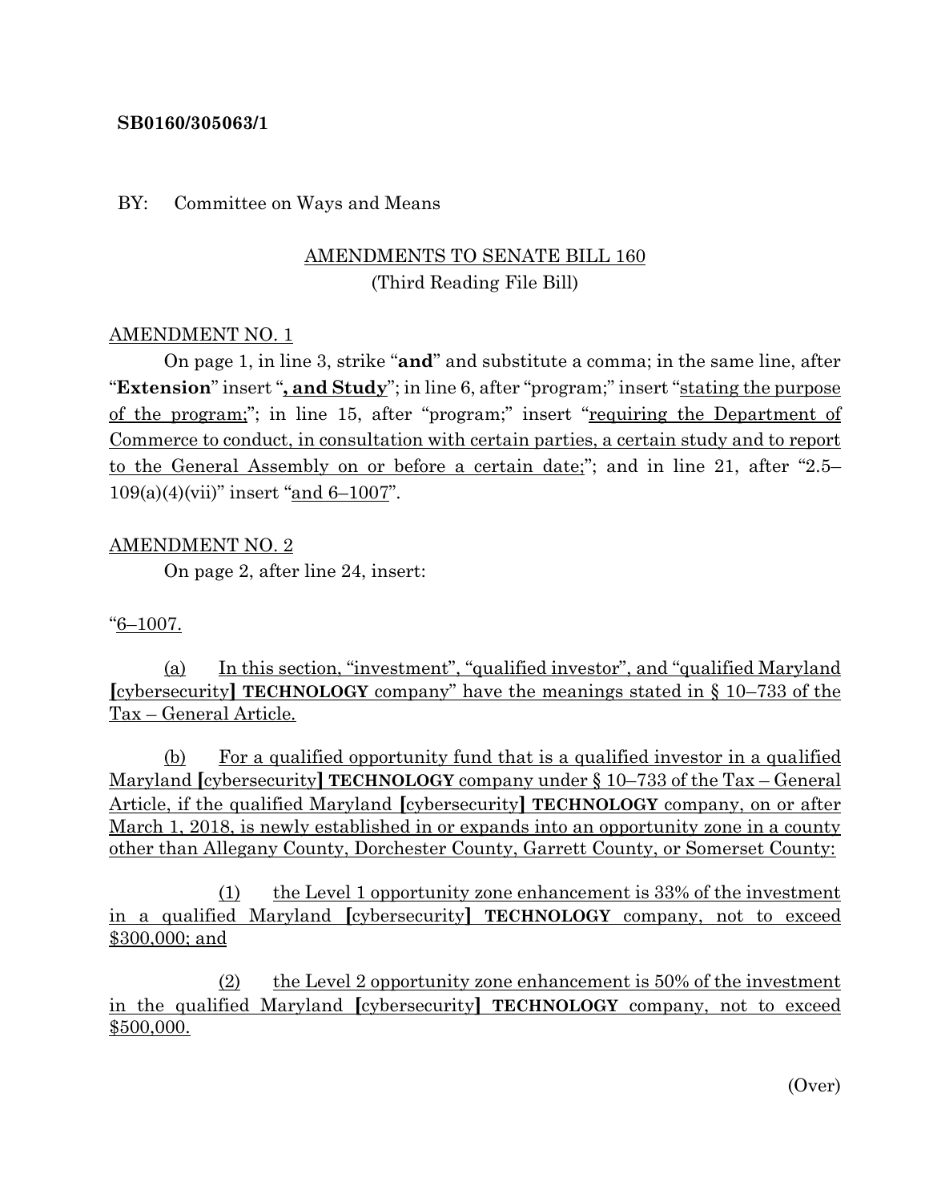**SB0160/305063/1**

BY: Committee on Ways and Means

AMENDMENTS TO SENATE BILL 160
(Third Reading File Bill)

AMENDMENT NO. 1

On page 1, in line 3, strike "**and**" and substitute a comma; in the same line, after "**Extension**" insert "**, and Study**"; in line 6, after "program;" insert "stating the purpose of the program;"; in line 15, after "program;" insert "requiring the Department of Commerce to conduct, in consultation with certain parties, a certain study and to report to the General Assembly on or before a certain date;"; and in line 21, after "2.5–109(a)(4)(vii)" insert "and 6–1007".

AMENDMENT NO. 2

On page 2, after line 24, insert:

"6–1007.

(a) In this section, "investment", "qualified investor", and "qualified Maryland [cybersecurity] **TECHNOLOGY** company" have the meanings stated in § 10–733 of the Tax – General Article.

(b) For a qualified opportunity fund that is a qualified investor in a qualified Maryland [cybersecurity] **TECHNOLOGY** company under § 10–733 of the Tax – General Article, if the qualified Maryland [cybersecurity] **TECHNOLOGY** company, on or after March 1, 2018, is newly established in or expands into an opportunity zone in a county other than Allegany County, Dorchester County, Garrett County, or Somerset County:

(1) the Level 1 opportunity zone enhancement is 33% of the investment in a qualified Maryland [cybersecurity] **TECHNOLOGY** company, not to exceed $300,000; and

(2) the Level 2 opportunity zone enhancement is 50% of the investment in the qualified Maryland [cybersecurity] **TECHNOLOGY** company, not to exceed $500,000.

(Over)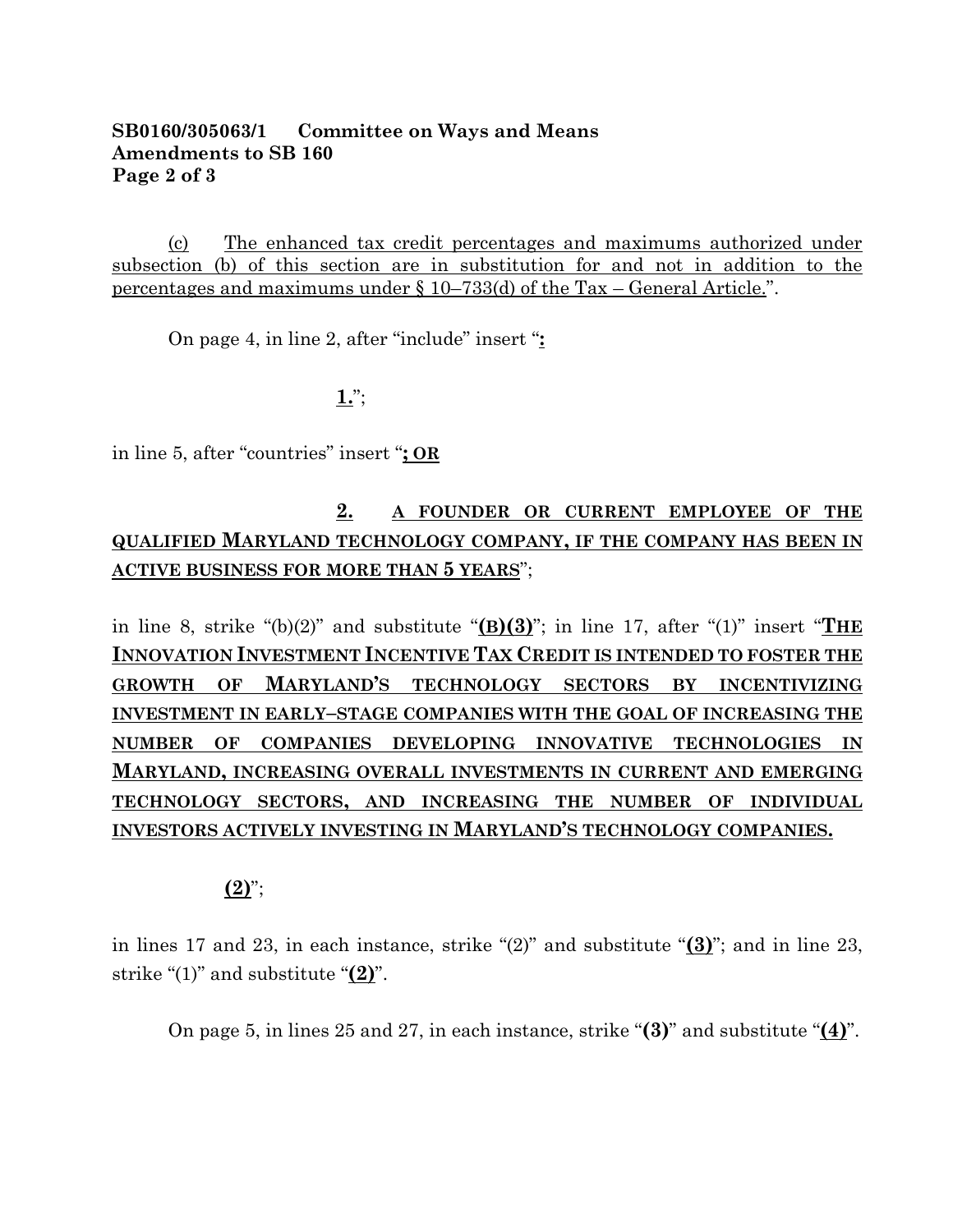(c) The enhanced tax credit percentages and maximums authorized under subsection (b) of this section are in substitution for and not in addition to the percentages and maximums under § 10–733(d) of the Tax – General Article.".

On page 4, in line 2, after "include" insert "**:**

**1.**";

in line 5, after "countries" insert "**; OR**

**2. A FOUNDER OR CURRENT EMPLOYEE OF THE QUALIFIED MARYLAND TECHNOLOGY COMPANY, IF THE COMPANY HAS BEEN IN ACTIVE BUSINESS FOR MORE THAN 5 YEARS**";

in line 8, strike "(b)(2)" and substitute "**(B)(3)**"; in line 17, after "(1)" insert "**THE INNOVATION INVESTMENT INCENTIVE TAX CREDIT IS INTENDED TO FOSTER THE GROWTH OF MARYLAND'S TECHNOLOGY SECTORS BY INCENTIVIZING INVESTMENT IN EARLY–STAGE COMPANIES WITH THE GOAL OF INCREASING THE NUMBER OF COMPANIES DEVELOPING INNOVATIVE TECHNOLOGIES IN MARYLAND, INCREASING OVERALL INVESTMENTS IN CURRENT AND EMERGING TECHNOLOGY SECTORS, AND INCREASING THE NUMBER OF INDIVIDUAL INVESTORS ACTIVELY INVESTING IN MARYLAND'S TECHNOLOGY COMPANIES.**

**(2)**";

in lines 17 and 23, in each instance, strike "(2)" and substitute "**(3)**"; and in line 23, strike "(1)" and substitute "**(2)**".

On page 5, in lines 25 and 27, in each instance, strike "**(3)**" and substitute "**(4)**".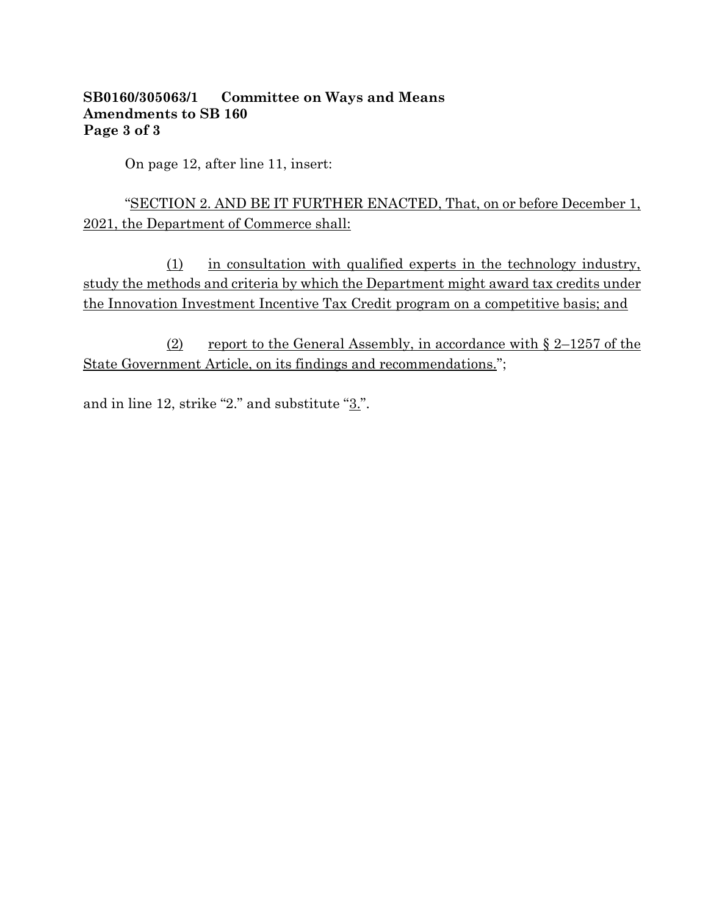**SB0160/305063/1 Committee on Ways and Means**
**Amendments to SB 160**
**Page 3 of 3**

On page 12, after line 11, insert:

"SECTION 2. AND BE IT FURTHER ENACTED, That, on or before December 1, 2021, the Department of Commerce shall:

(1) in consultation with qualified experts in the technology industry, study the methods and criteria by which the Department might award tax credits under the Innovation Investment Incentive Tax Credit program on a competitive basis; and

(2) report to the General Assembly, in accordance with § 2–1257 of the State Government Article, on its findings and recommendations.";

and in line 12, strike "2." and substitute "3.".